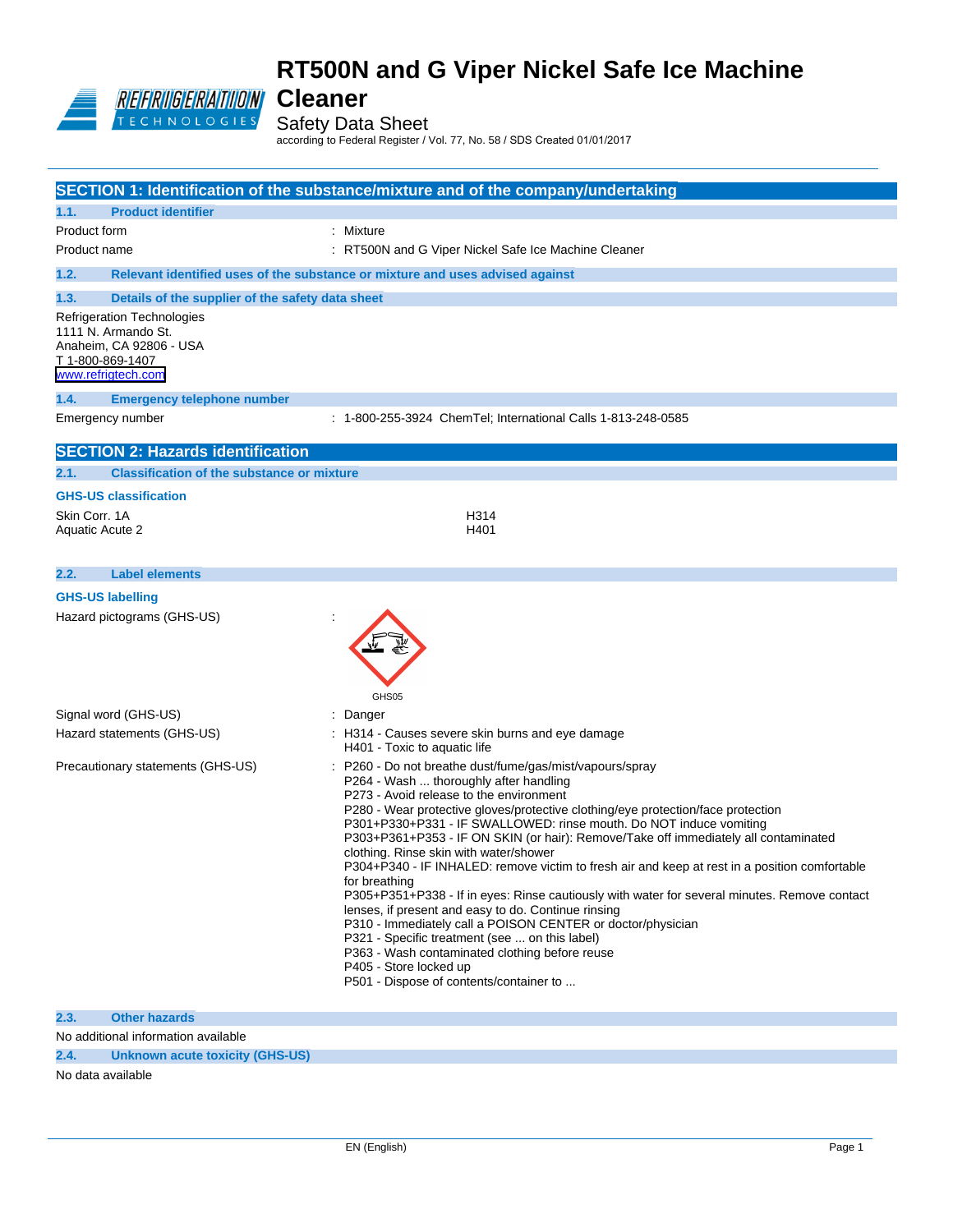# RT500N and G Viper Nickel Safe Ice Machine Cleaner

Safety Data Sheet

according to Federal Register / Vol. 77, No. 58 / SDS Created 01/01/2017

## SECTION 1: Identification of the substance/mixture and of the company/undertaking

### 1.1. Product identifier

| | |
|---|---|
| Product form | : Mixture |
| Product name | : RT500N and G Viper Nickel Safe Ice Machine Cleaner |

### 1.2. Relevant identified uses of the substance or mixture and uses advised against

### 1.3. Details of the supplier of the safety data sheet

Refrigeration Technologies
1111 N. Armando St.
Anaheim, CA 92806 - USA
T 1-800-869-1407
www.refrigtech.com

### 1.4. Emergency telephone number

| | |
|---|---|
| Emergency number | : 1-800-255-3924 ChemTel; International Calls 1-813-248-0585 |

## SECTION 2: Hazards identification

### 2.1. Classification of the substance or mixture

**GHS-US classification**

| | |
|---|---|
| Skin Corr. 1A | H314 |
| Aquatic Acute 2 | H401 |

### 2.2. Label elements

**GHS-US labelling**

Hazard pictograms (GHS-US) :

GHS05

Signal word (GHS-US) : Danger

Hazard statements (GHS-US) :
- H314 - Causes severe skin burns and eye damage
- H401 - Toxic to aquatic life

Precautionary statements (GHS-US) :
- P260 - Do not breathe dust/fume/gas/mist/vapours/spray
- P264 - Wash ... thoroughly after handling
- P273 - Avoid release to the environment
- P280 - Wear protective gloves/protective clothing/eye protection/face protection
- P301+P330+P331 - IF SWALLOWED: rinse mouth. Do NOT induce vomiting
- P303+P361+P353 - IF ON SKIN (or hair): Remove/Take off immediately all contaminated clothing. Rinse skin with water/shower
- P304+P340 - IF INHALED: remove victim to fresh air and keep at rest in a position comfortable for breathing
- P305+P351+P338 - If in eyes: Rinse cautiously with water for several minutes. Remove contact lenses, if present and easy to do. Continue rinsing
- P310 - Immediately call a POISON CENTER or doctor/physician
- P321 - Specific treatment (see ... on this label)
- P363 - Wash contaminated clothing before reuse
- P405 - Store locked up
- P501 - Dispose of contents/container to ...

### 2.3. Other hazards

No additional information available

### 2.4. Unknown acute toxicity (GHS-US)

No data available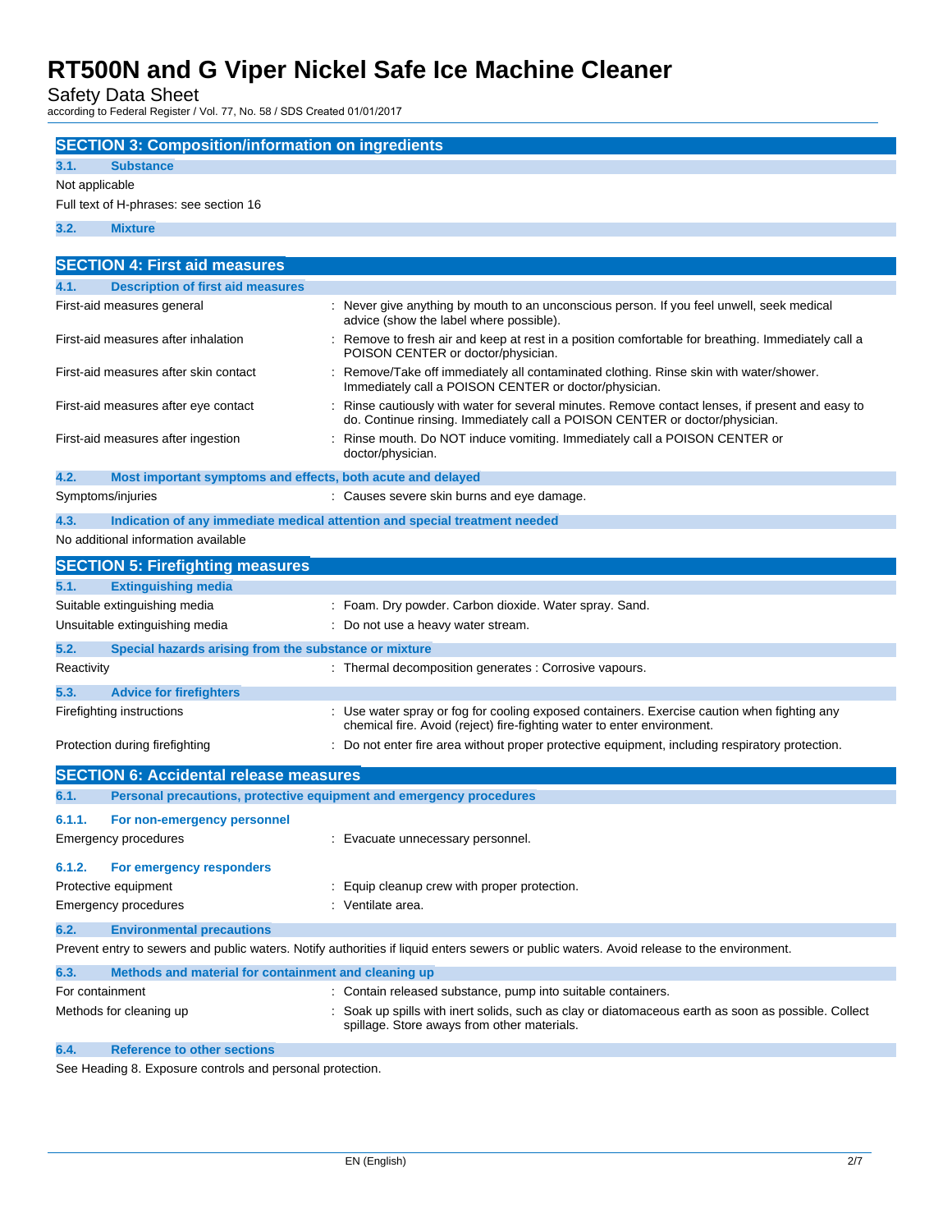## SECTION 3: Composition/information on ingredients

### 3.1. Substance

Not applicable

Full text of H-phrases: see section 16

### 3.2. Mixture

## SECTION 4: First aid measures

### 4.1. Description of first aid measures

| | |
|---|---|
| First-aid measures general | : Never give anything by mouth to an unconscious person. If you feel unwell, seek medical advice (show the label where possible). |
| First-aid measures after inhalation | : Remove to fresh air and keep at rest in a position comfortable for breathing. Immediately call a POISON CENTER or doctor/physician. |
| First-aid measures after skin contact | : Remove/Take off immediately all contaminated clothing. Rinse skin with water/shower. Immediately call a POISON CENTER or doctor/physician. |
| First-aid measures after eye contact | : Rinse cautiously with water for several minutes. Remove contact lenses, if present and easy to do. Continue rinsing. Immediately call a POISON CENTER or doctor/physician. |
| First-aid measures after ingestion | : Rinse mouth. Do NOT induce vomiting. Immediately call a POISON CENTER or doctor/physician. |

### 4.2. Most important symptoms and effects, both acute and delayed

| | |
|---|---|
| Symptoms/injuries | : Causes severe skin burns and eye damage. |

### 4.3. Indication of any immediate medical attention and special treatment needed

No additional information available

## SECTION 5: Firefighting measures

### 5.1. Extinguishing media

| | |
|---|---|
| Suitable extinguishing media | : Foam. Dry powder. Carbon dioxide. Water spray. Sand. |
| Unsuitable extinguishing media | : Do not use a heavy water stream. |

### 5.2. Special hazards arising from the substance or mixture

| | |
|---|---|
| Reactivity | : Thermal decomposition generates : Corrosive vapours. |

### 5.3. Advice for firefighters

| | |
|---|---|
| Firefighting instructions | : Use water spray or fog for cooling exposed containers. Exercise caution when fighting any chemical fire. Avoid (reject) fire-fighting water to enter environment. |
| Protection during firefighting | : Do not enter fire area without proper protective equipment, including respiratory protection. |

## SECTION 6: Accidental release measures

### 6.1. Personal precautions, protective equipment and emergency procedures

#### 6.1.1. For non-emergency personnel

| | |
|---|---|
| Emergency procedures | : Evacuate unnecessary personnel. |

#### 6.1.2. For emergency responders

| | |
|---|---|
| Protective equipment | : Equip cleanup crew with proper protection. |
| Emergency procedures | : Ventilate area. |

### 6.2. Environmental precautions

Prevent entry to sewers and public waters. Notify authorities if liquid enters sewers or public waters. Avoid release to the environment.

### 6.3. Methods and material for containment and cleaning up

| | |
|---|---|
| For containment | : Contain released substance, pump into suitable containers. |
| Methods for cleaning up | : Soak up spills with inert solids, such as clay or diatomaceous earth as soon as possible. Collect spillage. Store aways from other materials. |

### 6.4. Reference to other sections

See Heading 8. Exposure controls and personal protection.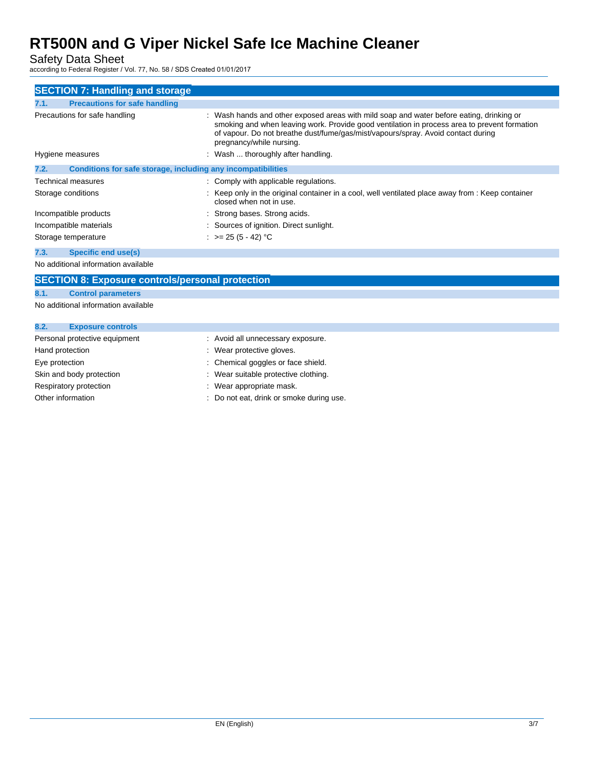## SECTION 7: Handling and storage

### 7.1. Precautions for safe handling

| | |
|---|---|
| Precautions for safe handling | : Wash hands and other exposed areas with mild soap and water before eating, drinking or smoking and when leaving work. Provide good ventilation in process area to prevent formation of vapour. Do not breathe dust/fume/gas/mist/vapours/spray. Avoid contact during pregnancy/while nursing. |
| Hygiene measures | : Wash ... thoroughly after handling. |

### 7.2. Conditions for safe storage, including any incompatibilities

| | |
|---|---|
| Technical measures | : Comply with applicable regulations. |
| Storage conditions | : Keep only in the original container in a cool, well ventilated place away from : Keep container closed when not in use. |
| Incompatible products | : Strong bases. Strong acids. |
| Incompatible materials | : Sources of ignition. Direct sunlight. |
| Storage temperature | : >= 25 (5 - 42) °C |

### 7.3. Specific end use(s)

No additional information available

## SECTION 8: Exposure controls/personal protection

### 8.1. Control parameters

No additional information available

### 8.2. Exposure controls

| | |
|---|---|
| Personal protective equipment | : Avoid all unnecessary exposure. |
| Hand protection | : Wear protective gloves. |
| Eye protection | : Chemical goggles or face shield. |
| Skin and body protection | : Wear suitable protective clothing. |
| Respiratory protection | : Wear appropriate mask. |
| Other information | : Do not eat, drink or smoke during use. |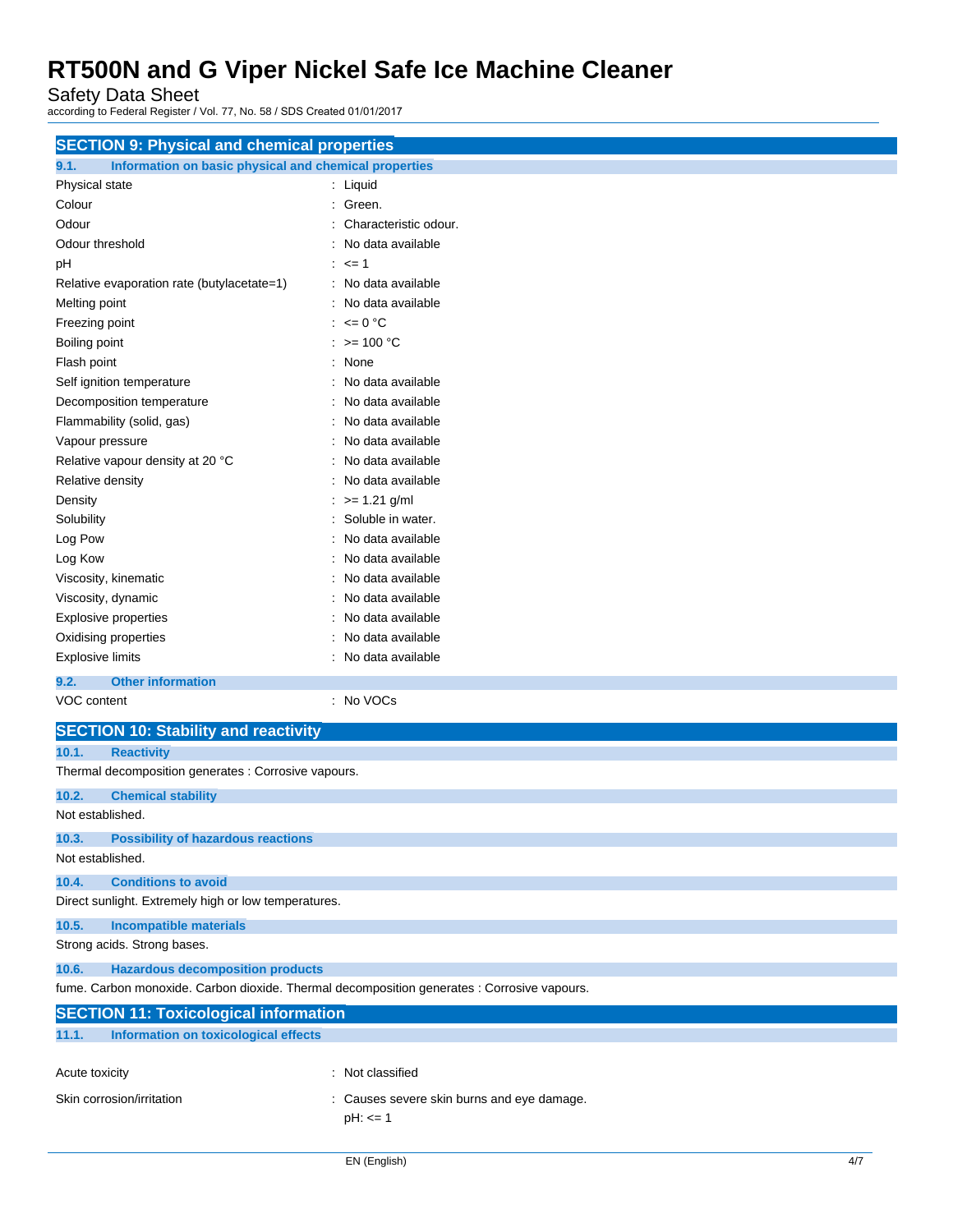## SECTION 9: Physical and chemical properties

### 9.1. Information on basic physical and chemical properties

| Property | Value |
|---|---|
| Physical state | : Liquid |
| Colour | : Green. |
| Odour | : Characteristic odour. |
| Odour threshold | : No data available |
| pH | : <= 1 |
| Relative evaporation rate (butylacetate=1) | : No data available |
| Melting point | : No data available |
| Freezing point | : <= 0 °C |
| Boiling point | : >= 100 °C |
| Flash point | : None |
| Self ignition temperature | : No data available |
| Decomposition temperature | : No data available |
| Flammability (solid, gas) | : No data available |
| Vapour pressure | : No data available |
| Relative vapour density at 20 °C | : No data available |
| Relative density | : No data available |
| Density | : >= 1.21 g/ml |
| Solubility | : Soluble in water. |
| Log Pow | : No data available |
| Log Kow | : No data available |
| Viscosity, kinematic | : No data available |
| Viscosity, dynamic | : No data available |
| Explosive properties | : No data available |
| Oxidising properties | : No data available |
| Explosive limits | : No data available |

### 9.2. Other information

| Property | Value |
|---|---|
| VOC content | : No VOCs |

## SECTION 10: Stability and reactivity

### 10.1. Reactivity

Thermal decomposition generates : Corrosive vapours.

### 10.2. Chemical stability

Not established.

### 10.3. Possibility of hazardous reactions

Not established.

### 10.4. Conditions to avoid

Direct sunlight. Extremely high or low temperatures.

### 10.5. Incompatible materials

Strong acids. Strong bases.

### 10.6. Hazardous decomposition products

fume. Carbon monoxide. Carbon dioxide. Thermal decomposition generates : Corrosive vapours.

## SECTION 11: Toxicological information

### 11.1. Information on toxicological effects

| Property | Value |
|---|---|
| Acute toxicity | : Not classified |
| Skin corrosion/irritation | : Causes severe skin burns and eye damage.<br>pH: <= 1 |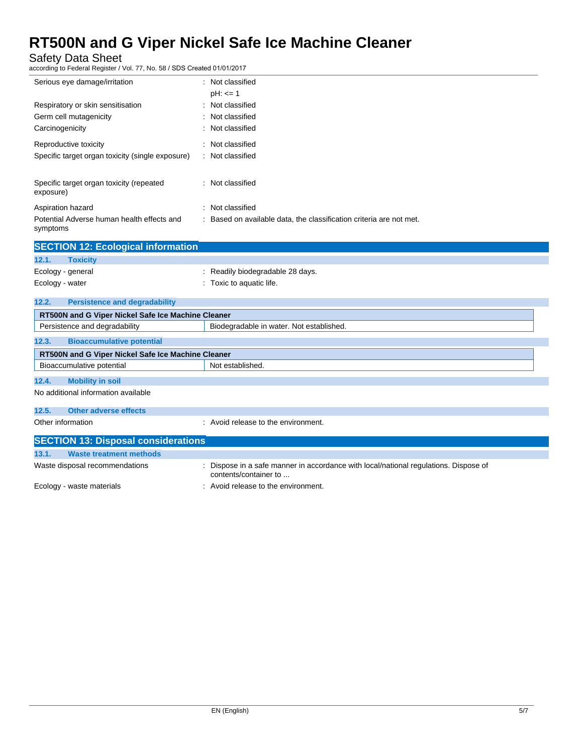| | |
|---|---|
| Serious eye damage/irritation | : Not classified<br>pH: <= 1 |
| Respiratory or skin sensitisation | : Not classified |
| Germ cell mutagenicity | : Not classified |
| Carcinogenicity | : Not classified |
| Reproductive toxicity | : Not classified |
| Specific target organ toxicity (single exposure) | : Not classified |
| Specific target organ toxicity (repeated exposure) | : Not classified |
| Aspiration hazard | : Not classified |
| Potential Adverse human health effects and symptoms | : Based on available data, the classification criteria are not met. |

## SECTION 12: Ecological information

### 12.1. Toxicity

| | |
|---|---|
| Ecology - general | : Readily biodegradable 28 days. |
| Ecology - water | : Toxic to aquatic life. |

### 12.2. Persistence and degradability

| RT500N and G Viper Nickel Safe Ice Machine Cleaner | |
|---|---|
| Persistence and degradability | Biodegradable in water. Not established. |

### 12.3. Bioaccumulative potential

| RT500N and G Viper Nickel Safe Ice Machine Cleaner | |
|---|---|
| Bioaccumulative potential | Not established. |

### 12.4. Mobility in soil

No additional information available

### 12.5. Other adverse effects

| | |
|---|---|
| Other information | : Avoid release to the environment. |

## SECTION 13: Disposal considerations

### 13.1. Waste treatment methods

| | |
|---|---|
| Waste disposal recommendations | : Dispose in a safe manner in accordance with local/national regulations. Dispose of contents/container to ... |
| Ecology - waste materials | : Avoid release to the environment. |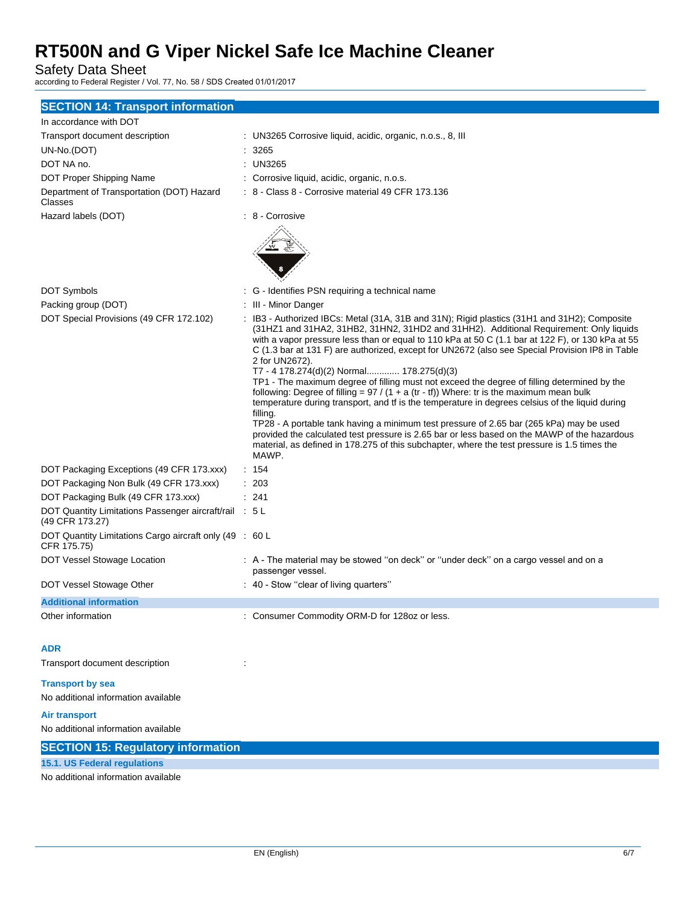## SECTION 14: Transport information

In accordance with DOT

| | |
|---|---|
| Transport document description | : UN3265 Corrosive liquid, acidic, organic, n.o.s., 8, III |
| UN-No.(DOT) | : 3265 |
| DOT NA no. | : UN3265 |
| DOT Proper Shipping Name | : Corrosive liquid, acidic, organic, n.o.s. |
| Department of Transportation (DOT) Hazard Classes | : 8 - Class 8 - Corrosive material 49 CFR 173.136 |
| Hazard labels (DOT) | : 8 - Corrosive |
| DOT Symbols | : G - Identifies PSN requiring a technical name |
| Packing group (DOT) | : III - Minor Danger |
| DOT Special Provisions (49 CFR 172.102) | : IB3 - Authorized IBCs: Metal (31A, 31B and 31N); Rigid plastics (31H1 and 31H2); Composite (31HZ1 and 31HA2, 31HB2, 31HN2, 31HD2 and 31HH2). Additional Requirement: Only liquids with a vapor pressure less than or equal to 110 kPa at 50 C (1.1 bar at 122 F), or 130 kPa at 55 C (1.3 bar at 131 F) are authorized, except for UN2672 (also see Special Provision IP8 in Table 2 for UN2672).<br>T7 - 4 178.274(d)(2) Normal............. 178.275(d)(3)<br>TP1 - The maximum degree of filling must not exceed the degree of filling determined by the following: Degree of filling = 97 / (1 + a (tr - tf)) Where: tr is the maximum mean bulk temperature during transport, and tf is the temperature in degrees celsius of the liquid during filling.<br>TP28 - A portable tank having a minimum test pressure of 2.65 bar (265 kPa) may be used provided the calculated test pressure is 2.65 bar or less based on the MAWP of the hazardous material, as defined in 178.275 of this subchapter, where the test pressure is 1.5 times the MAWP. |
| DOT Packaging Exceptions (49 CFR 173.xxx) | : 154 |
| DOT Packaging Non Bulk (49 CFR 173.xxx) | : 203 |
| DOT Packaging Bulk (49 CFR 173.xxx) | : 241 |
| DOT Quantity Limitations Passenger aircraft/rail (49 CFR 173.27) | : 5 L |
| DOT Quantity Limitations Cargo aircraft only (49 CFR 175.75) | : 60 L |
| DOT Vessel Stowage Location | : A - The material may be stowed ''on deck'' or ''under deck'' on a cargo vessel and on a passenger vessel. |
| DOT Vessel Stowage Other | : 40 - Stow ''clear of living quarters'' |

### Additional information

| | |
|---|---|
| Other information | : Consumer Commodity ORM-D for 128oz or less. |

### ADR

| | |
|---|---|
| Transport document description | : |

### Transport by sea

No additional information available

### Air transport

No additional information available

## SECTION 15: Regulatory information

### 15.1. US Federal regulations

No additional information available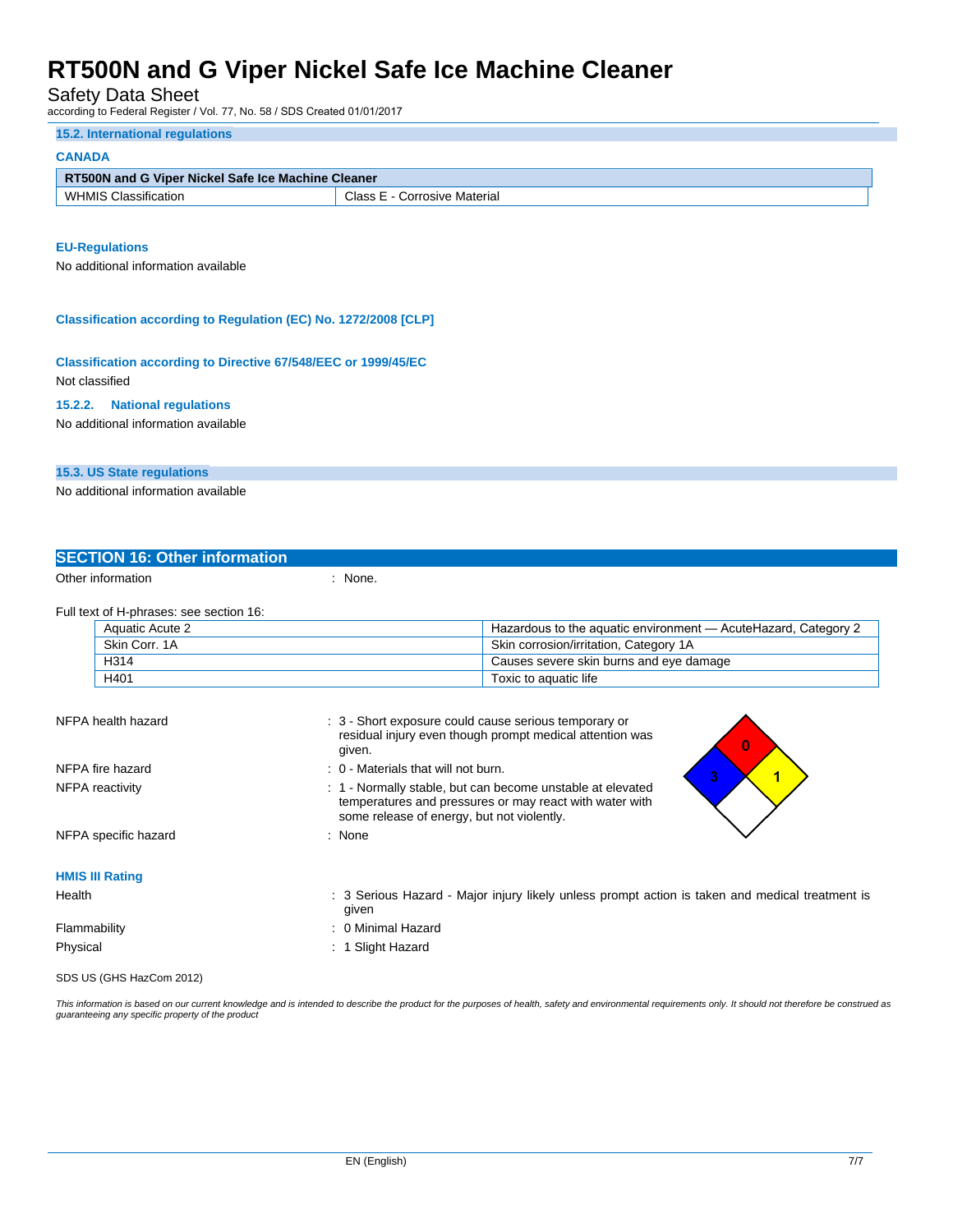### 15.2. International regulations

**CANADA**

| RT500N and G Viper Nickel Safe Ice Machine Cleaner | |
|---|---|
| WHMIS Classification | Class E - Corrosive Material |

**EU-Regulations**

No additional information available

**Classification according to Regulation (EC) No. 1272/2008 [CLP]**

**Classification according to Directive 67/548/EEC or 1999/45/EC**

Not classified

**15.2.2. National regulations**

No additional information available

### 15.3. US State regulations

No additional information available

## SECTION 16: Other information

Other information : None.

Full text of H-phrases: see section 16:

| | |
|---|---|
| Aquatic Acute 2 | Hazardous to the aquatic environment — AcuteHazard, Category 2 |
| Skin Corr. 1A | Skin corrosion/irritation, Category 1A |
| H314 | Causes severe skin burns and eye damage |
| H401 | Toxic to aquatic life |

NFPA health hazard : 3 - Short exposure could cause serious temporary or residual injury even though prompt medical attention was given.

NFPA fire hazard : 0 - Materials that will not burn.

NFPA reactivity : 1 - Normally stable, but can become unstable at elevated temperatures and pressures or may react with water with some release of energy, but not violently.

NFPA specific hazard : None

**HMIS III Rating**

Health : 3 Serious Hazard - Major injury likely unless prompt action is taken and medical treatment is given

Flammability : 0 Minimal Hazard

Physical : 1 Slight Hazard

SDS US (GHS HazCom 2012)

*This information is based on our current knowledge and is intended to describe the product for the purposes of health, safety and environmental requirements only. It should not therefore be construed as guaranteeing any specific property of the product*